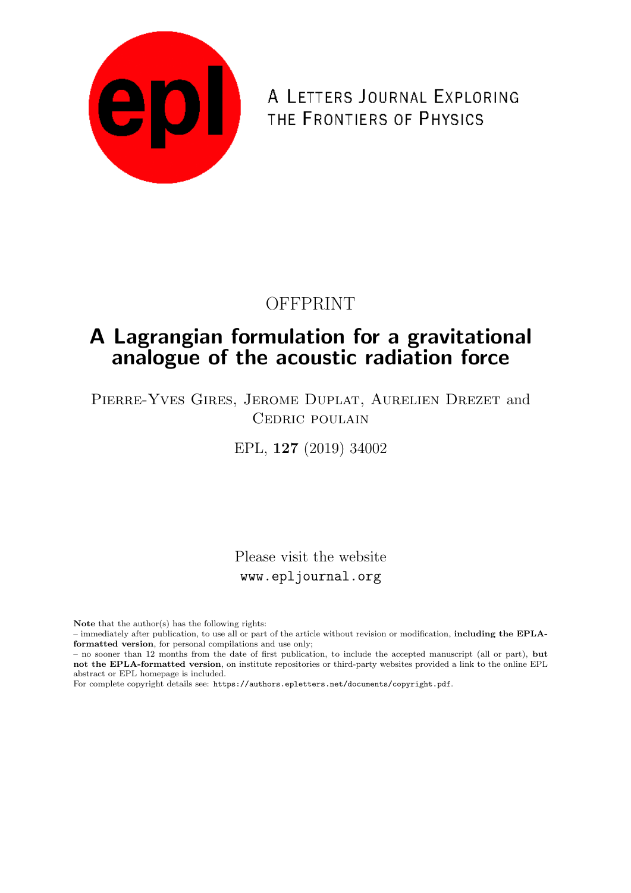epl

A LETTERS JOURNAL EXPLORING THE FRONTIERS OF PHYSICS

OFFPRINT

# A Lagrangian formulation for a gravitational analogue of the acoustic radiation force

Pierre-Yves Gires, Jerome Duplat, Aurelien Drezet and Cedric poulain

EPL, **127** (2019) 34002

Please visit the website
www.epljournal.org

**Note** that the author(s) has the following rights:
– immediately after publication, to use all or part of the article without revision or modification, **including the EPLA-formatted version**, for personal compilations and use only;
– no sooner than 12 months from the date of first publication, to include the accepted manuscript (all or part), **but not the EPLA-formatted version**, on institute repositories or third-party websites provided a link to the online EPL abstract or EPL homepage is included.
For complete copyright details see: https://authors.epletters.net/documents/copyright.pdf.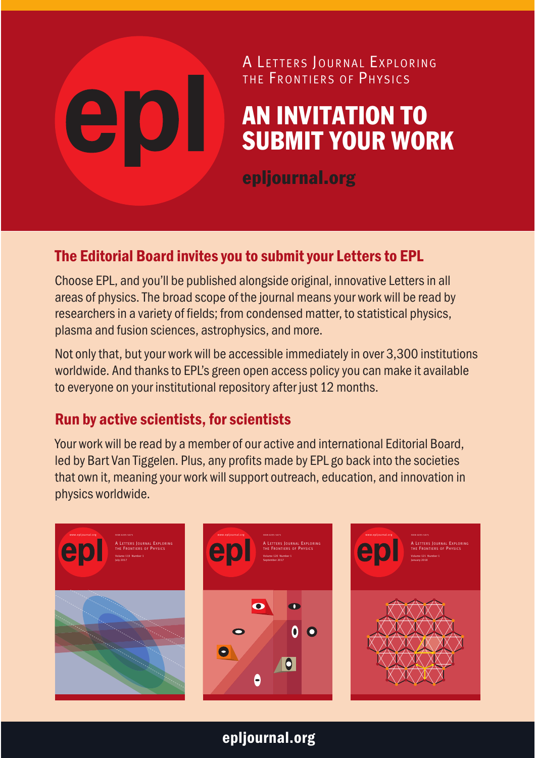# epl

A LETTERS JOURNAL EXPLORING THE FRONTIERS OF PHYSICS

# AN INVITATION TO SUBMIT YOUR WORK

**epljournal.org**

## The Editorial Board invites you to submit your Letters to EPL

Choose EPL, and you'll be published alongside original, innovative Letters in all areas of physics. The broad scope of the journal means your work will be read by researchers in a variety of fields; from condensed matter, to statistical physics, plasma and fusion sciences, astrophysics, and more.

Not only that, but your work will be accessible immediately in over 3,300 institutions worldwide. And thanks to EPL's green open access policy you can make it available to everyone on your institutional repository after just 12 months.

## Run by active scientists, for scientists

Your work will be read by a member of our active and international Editorial Board, led by Bart Van Tiggelen. Plus, any profits made by EPL go back into the societies that own it, meaning your work will support outreach, education, and innovation in physics worldwide.

**epljournal.org**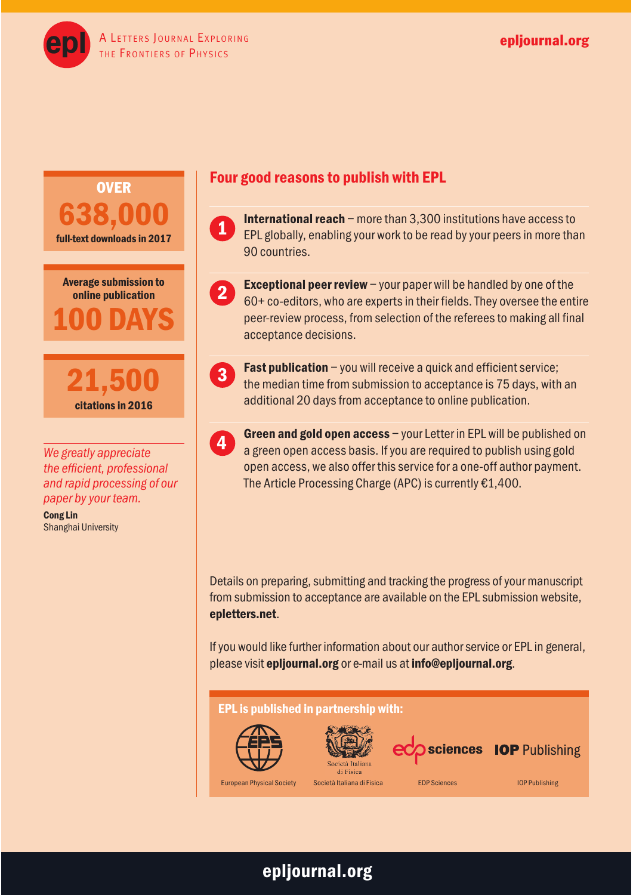A Letters Journal Exploring the Frontiers of Physics

epljournal.org

**OVER**
**638,000**
**full-text downloads in 2017**

**Average submission to online publication**
**100 DAYS**

**21,500**
**citations in 2016**

*We greatly appreciate the efficient, professional and rapid processing of our paper by your team.*

**Cong Lin**
Shanghai University

## Four good reasons to publish with EPL

1. **International reach** – more than 3,300 institutions have access to EPL globally, enabling your work to be read by your peers in more than 90 countries.

2. **Exceptional peer review** – your paper will be handled by one of the 60+ co-editors, who are experts in their fields. They oversee the entire peer-review process, from selection of the referees to making all final acceptance decisions.

3. **Fast publication** – you will receive a quick and efficient service; the median time from submission to acceptance is 75 days, with an additional 20 days from acceptance to online publication.

4. **Green and gold open access** – your Letter in EPL will be published on a green open access basis. If you are required to publish using gold open access, we also offer this service for a one-off author payment. The Article Processing Charge (APC) is currently €1,400.

Details on preparing, submitting and tracking the progress of your manuscript from submission to acceptance are available on the EPL submission website, **epletters.net**.

If you would like further information about our author service or EPL in general, please visit **epljournal.org** or e-mail us at **info@epljournal.org**.

**EPL is published in partnership with:**

European Physical Society | Società Italiana di Fisica | EDP Sciences | IOP Publishing

epljournal.org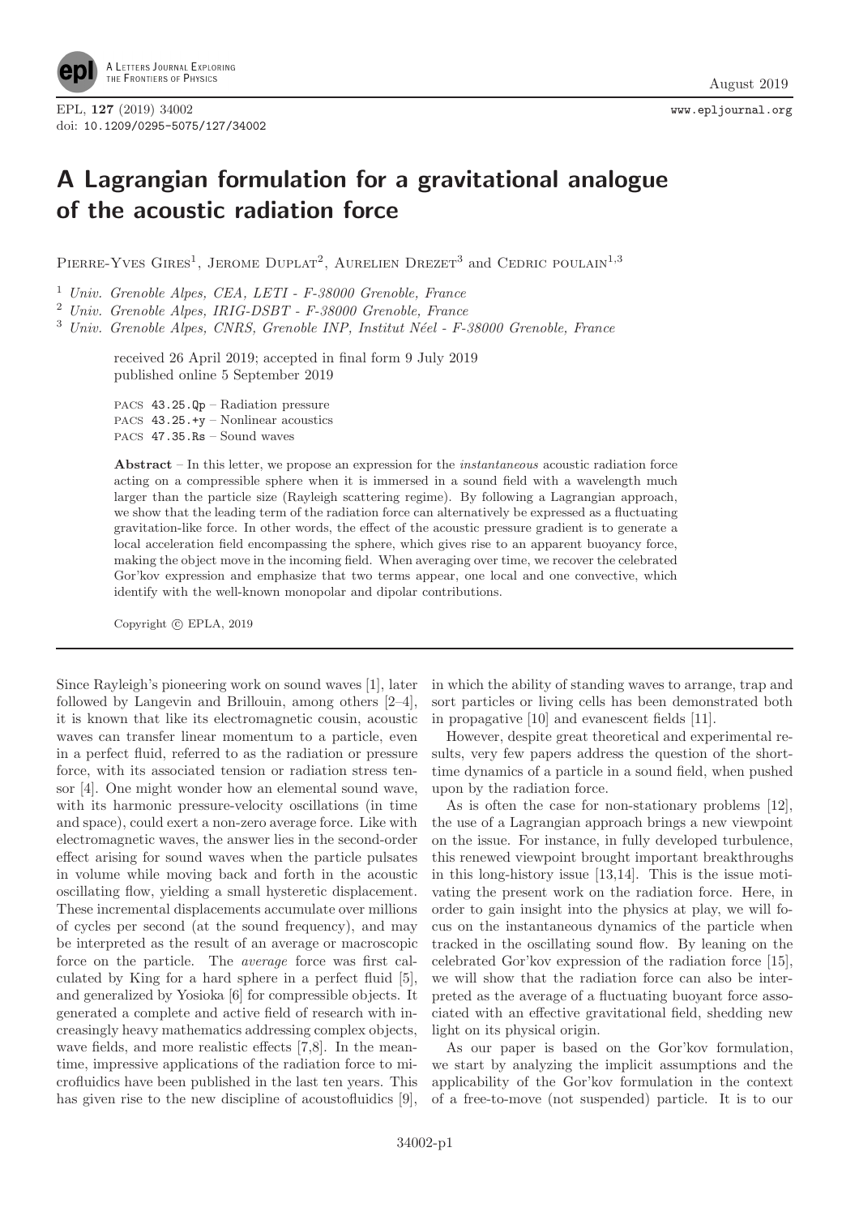# A Lagrangian formulation for a gravitational analogue of the acoustic radiation force

PIERRE-YVES GIRES[1], JEROME DUPLAT[2], AURELIEN DREZET[3] and CEDRIC POULAIN[1,3]

[1] *Univ. Grenoble Alpes, CEA, LETI - F-38000 Grenoble, France*
[2] *Univ. Grenoble Alpes, IRIG-DSBT - F-38000 Grenoble, France*
[3] *Univ. Grenoble Alpes, CNRS, Grenoble INP, Institut Néel - F-38000 Grenoble, France*

received 26 April 2019; accepted in final form 9 July 2019
published online 5 September 2019

PACS 43.25.Qp – Radiation pressure
PACS 43.25.+y – Nonlinear acoustics
PACS 47.35.Rs – Sound waves

**Abstract** – In this letter, we propose an expression for the *instantaneous* acoustic radiation force acting on a compressible sphere when it is immersed in a sound field with a wavelength much larger than the particle size (Rayleigh scattering regime). By following a Lagrangian approach, we show that the leading term of the radiation force can alternatively be expressed as a fluctuating gravitation-like force. In other words, the effect of the acoustic pressure gradient is to generate a local acceleration field encompassing the sphere, which gives rise to an apparent buoyancy force, making the object move in the incoming field. When averaging over time, we recover the celebrated Gor'kov expression and emphasize that two terms appear, one local and one convective, which identify with the well-known monopolar and dipolar contributions.

Copyright © EPLA, 2019

Since Rayleigh's pioneering work on sound waves [1], later followed by Langevin and Brillouin, among others [2–4], it is known that like its electromagnetic cousin, acoustic waves can transfer linear momentum to a particle, even in a perfect fluid, referred to as the radiation or pressure force, with its associated tension or radiation stress tensor [4]. One might wonder how an elemental sound wave, with its harmonic pressure-velocity oscillations (in time and space), could exert a non-zero average force. Like with electromagnetic waves, the answer lies in the second-order effect arising for sound waves when the particle pulsates in volume while moving back and forth in the acoustic oscillating flow, yielding a small hysteretic displacement. These incremental displacements accumulate over millions of cycles per second (at the sound frequency), and may be interpreted as the result of an average or macroscopic force on the particle. The *average* force was first calculated by King for a hard sphere in a perfect fluid [5], and generalized by Yosioka [6] for compressible objects. It generated a complete and active field of research with increasingly heavy mathematics addressing complex objects, wave fields, and more realistic effects [7,8]. In the meantime, impressive applications of the radiation force to microfluidics have been published in the last ten years. This has given rise to the new discipline of acoustofluidics [9], in which the ability of standing waves to arrange, trap and sort particles or living cells has been demonstrated both in propagative [10] and evanescent fields [11].

However, despite great theoretical and experimental results, very few papers address the question of the short-time dynamics of a particle in a sound field, when pushed upon by the radiation force.

As is often the case for non-stationary problems [12], the use of a Lagrangian approach brings a new viewpoint on the issue. For instance, in fully developed turbulence, this renewed viewpoint brought important breakthroughs in this long-history issue [13,14]. This is the issue motivating the present work on the radiation force. Here, in order to gain insight into the physics at play, we will focus on the instantaneous dynamics of the particle when tracked in the oscillating sound flow. By leaning on the celebrated Gor'kov expression of the radiation force [15], we will show that the radiation force can also be interpreted as the average of a fluctuating buoyant force associated with an effective gravitational field, shedding new light on its physical origin.

As our paper is based on the Gor'kov formulation, we start by analyzing the implicit assumptions and the applicability of the Gor'kov formulation in the context of a free-to-move (not suspended) particle. It is to our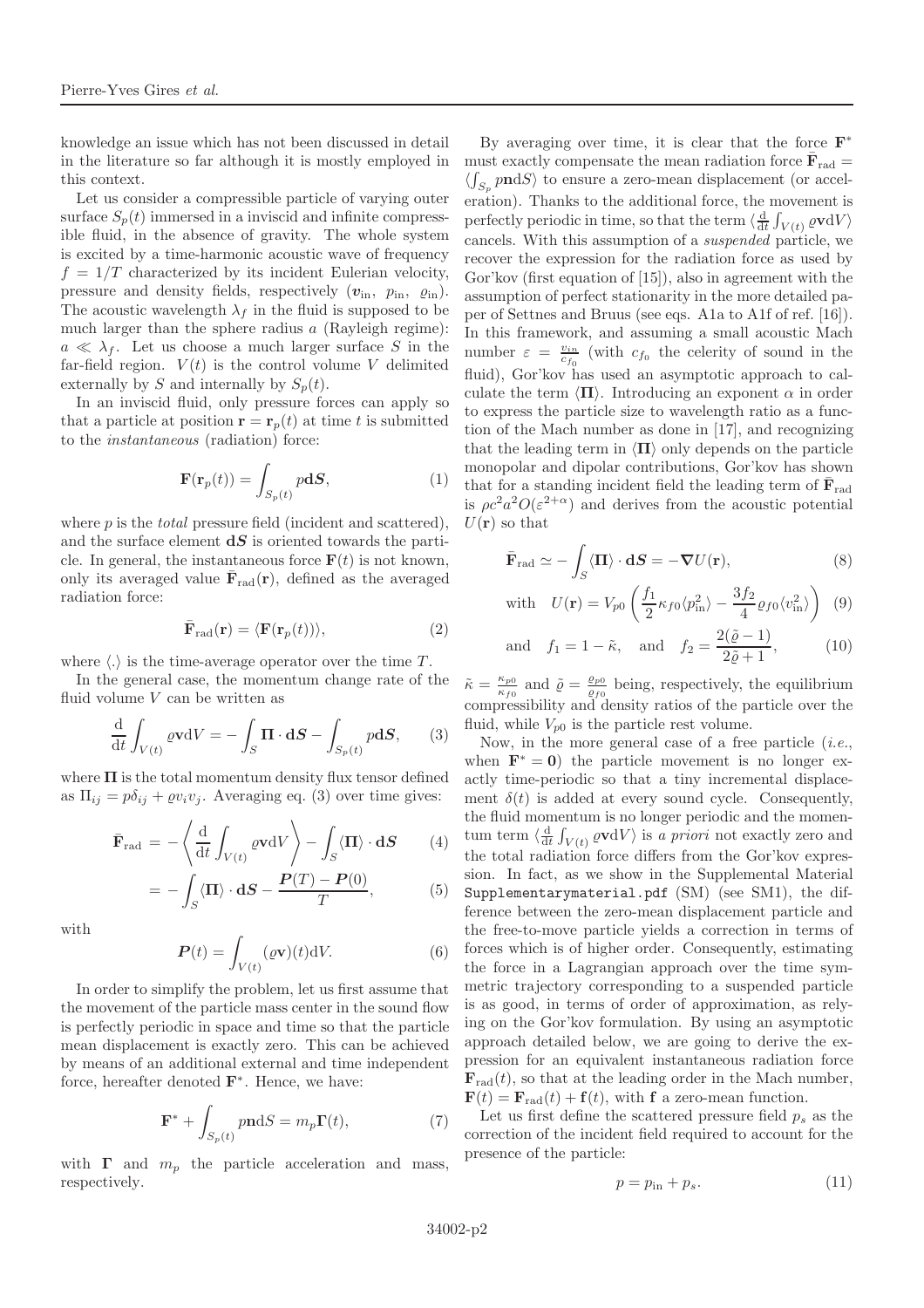knowledge an issue which has not been discussed in detail in the literature so far although it is mostly employed in this context.

Let us consider a compressible particle of varying outer surface $S_p(t)$ immersed in a inviscid and infinite compressible fluid, in the absence of gravity. The whole system is excited by a time-harmonic acoustic wave of frequency $f = 1/T$ characterized by its incident Eulerian velocity, pressure and density fields, respectively ($\boldsymbol{v}_{\rm in}$, $p_{\rm in}$, $\varrho_{\rm in}$). The acoustic wavelength $\lambda_f$ in the fluid is supposed to be much larger than the sphere radius $a$ (Rayleigh regime): $a \ll \lambda_f$. Let us choose a much larger surface $S$ in the far-field region. $V(t)$ is the control volume $V$ delimited externally by $S$ and internally by $S_p(t)$.

In an inviscid fluid, only pressure forces can apply so that a particle at position $\mathbf{r} = \mathbf{r}_p(t)$ at time $t$ is submitted to the *instantaneous* (radiation) force:

$$\mathbf{F}(\mathbf{r}_p(t)) = \int_{S_p(t)} p\mathbf{d}\boldsymbol{S}, \tag{1}$$

where $p$ is the *total* pressure field (incident and scattered), and the surface element $\mathbf{d}\boldsymbol{S}$ is oriented towards the particle. In general, the instantaneous force $\mathbf{F}(t)$ is not known, only its averaged value $\bar{\mathbf{F}}_{\rm rad}(\mathbf{r})$, defined as the averaged radiation force:

$$\bar{\mathbf{F}}_{\rm rad}(\mathbf{r}) = \langle \mathbf{F}(\mathbf{r}_p(t)) \rangle, \tag{2}$$

where $\langle . \rangle$ is the time-average operator over the time $T$.

In the general case, the momentum change rate of the fluid volume $V$ can be written as

$$\frac{\mathrm{d}}{\mathrm{d}t}\int_{V(t)} \varrho \mathbf{v} \mathrm{d}V = -\int_S \mathbf{\Pi} \cdot \mathbf{d}\boldsymbol{S} - \int_{S_p(t)} p\mathbf{d}\boldsymbol{S}, \tag{3}$$

where $\mathbf{\Pi}$ is the total momentum density flux tensor defined as $\Pi_{ij} = p\delta_{ij} + \varrho v_i v_j$. Averaging eq. (3) over time gives:

$$\bar{\mathbf{F}}_{\rm rad} = -\left\langle \frac{\mathrm{d}}{\mathrm{d}t}\int_{V(t)} \varrho \mathbf{v} \mathrm{d}V \right\rangle - \int_S \langle \mathbf{\Pi} \rangle \cdot \mathbf{d}\boldsymbol{S} \tag{4}$$

$$= -\int_S \langle \mathbf{\Pi} \rangle \cdot \mathbf{d}\boldsymbol{S} - \frac{\boldsymbol{P}(T) - \boldsymbol{P}(0)}{T}, \tag{5}$$

with

$$\boldsymbol{P}(t) = \int_{V(t)} (\varrho \mathbf{v})(t) \mathrm{d}V. \tag{6}$$

In order to simplify the problem, let us first assume that the movement of the particle mass center in the sound flow is perfectly periodic in space and time so that the particle mean displacement is exactly zero. This can be achieved by means of an additional external and time independent force, hereafter denoted $\mathbf{F}^*$. Hence, we have:

$$\mathbf{F}^* + \int_{S_p(t)} p\mathbf{n}\mathrm{d}S = m_p \mathbf{\Gamma}(t), \tag{7}$$

with $\mathbf{\Gamma}$ and $m_p$ the particle acceleration and mass, respectively.

By averaging over time, it is clear that the force $\mathbf{F}^*$ must exactly compensate the mean radiation force $\bar{\mathbf{F}}_{\rm rad} = \langle \int_{S_p} p\mathbf{n}\mathrm{d}S \rangle$ to ensure a zero-mean displacement (or acceleration). Thanks to the additional force, the movement is perfectly periodic in time, so that the term $\langle \frac{\mathrm{d}}{\mathrm{d}t} \int_{V(t)} \varrho \mathbf{v} \mathrm{d}V \rangle$ cancels. With this assumption of a *suspended* particle, we recover the expression for the radiation force as used by Gor'kov (first equation of [15]), also in agreement with the assumption of perfect stationarity in the more detailed paper of Settnes and Bruus (see eqs. A1a to A1f of ref. [16]). In this framework, and assuming a small acoustic Mach number $\varepsilon = \frac{v_{in}}{c_{f_0}}$ (with $c_{f_0}$ the celerity of sound in the fluid), Gor'kov has used an asymptotic approach to calculate the term $\langle \mathbf{\Pi} \rangle$. Introducing an exponent $\alpha$ in order to express the particle size to wavelength ratio as a function of the Mach number as done in [17], and recognizing that the leading term in $\langle \mathbf{\Pi} \rangle$ only depends on the particle monopolar and dipolar contributions, Gor'kov has shown that for a standing incident field the leading term of $\bar{\mathbf{F}}_{\rm rad}$ is $\rho c^2 a^2 O(\varepsilon^{2+\alpha})$ and derives from the acoustic potential $U(\mathbf{r})$ so that

$$\bar{\mathbf{F}}_{\rm rad} \simeq -\int_S \langle \mathbf{\Pi} \rangle \cdot \mathbf{d}\boldsymbol{S} = -\boldsymbol{\nabla} U(\mathbf{r}), \tag{8}$$

$$\text{with} \quad U(\mathbf{r}) = V_{p0}\left( \frac{f_1}{2}\kappa_{f0}\langle p_{\rm in}^2 \rangle - \frac{3f_2}{4}\varrho_{f0}\langle v_{\rm in}^2 \rangle \right) \tag{9}$$

$$\text{and} \quad f_1 = 1 - \tilde{\kappa}, \quad \text{and} \quad f_2 = \frac{2(\tilde{\varrho} - 1)}{2\tilde{\varrho} + 1}, \tag{10}$$

$\tilde{\kappa} = \frac{\kappa_{p0}}{\kappa_{f0}}$ and $\tilde{\varrho} = \frac{\varrho_{p0}}{\varrho_{f0}}$ being, respectively, the equilibrium compressibility and density ratios of the particle over the fluid, while $V_{p0}$ is the particle rest volume.

Now, in the more general case of a free particle (*i.e.*, when $\mathbf{F}^* = \mathbf{0}$) the particle movement is no longer exactly time-periodic so that a tiny incremental displacement $\delta(t)$ is added at every sound cycle. Consequently, the fluid momentum is no longer periodic and the momentum term $\langle \frac{\mathrm{d}}{\mathrm{d}t} \int_{V(t)} \varrho \mathbf{v} \mathrm{d}V \rangle$ is *a priori* not exactly zero and the total radiation force differs from the Gor'kov expression. In fact, as we show in the Supplemental Material `Supplementarymaterial.pdf` (SM) (see SM1), the difference between the zero-mean displacement particle and the free-to-move particle yields a correction in terms of forces which is of higher order. Consequently, estimating the force in a Lagrangian approach over the time symmetric trajectory corresponding to a suspended particle is as good, in terms of order of approximation, as relying on the Gor'kov formulation. By using an asymptotic approach detailed below, we are going to derive the expression for an equivalent instantaneous radiation force $\mathbf{F}_{\rm rad}(t)$, so that at the leading order in the Mach number, $\mathbf{F}(t) = \mathbf{F}_{\rm rad}(t) + \mathbf{f}(t)$, with $\mathbf{f}$ a zero-mean function.

Let us first define the scattered pressure field $p_s$ as the correction of the incident field required to account for the presence of the particle:

$$p = p_{\rm in} + p_s. \tag{11}$$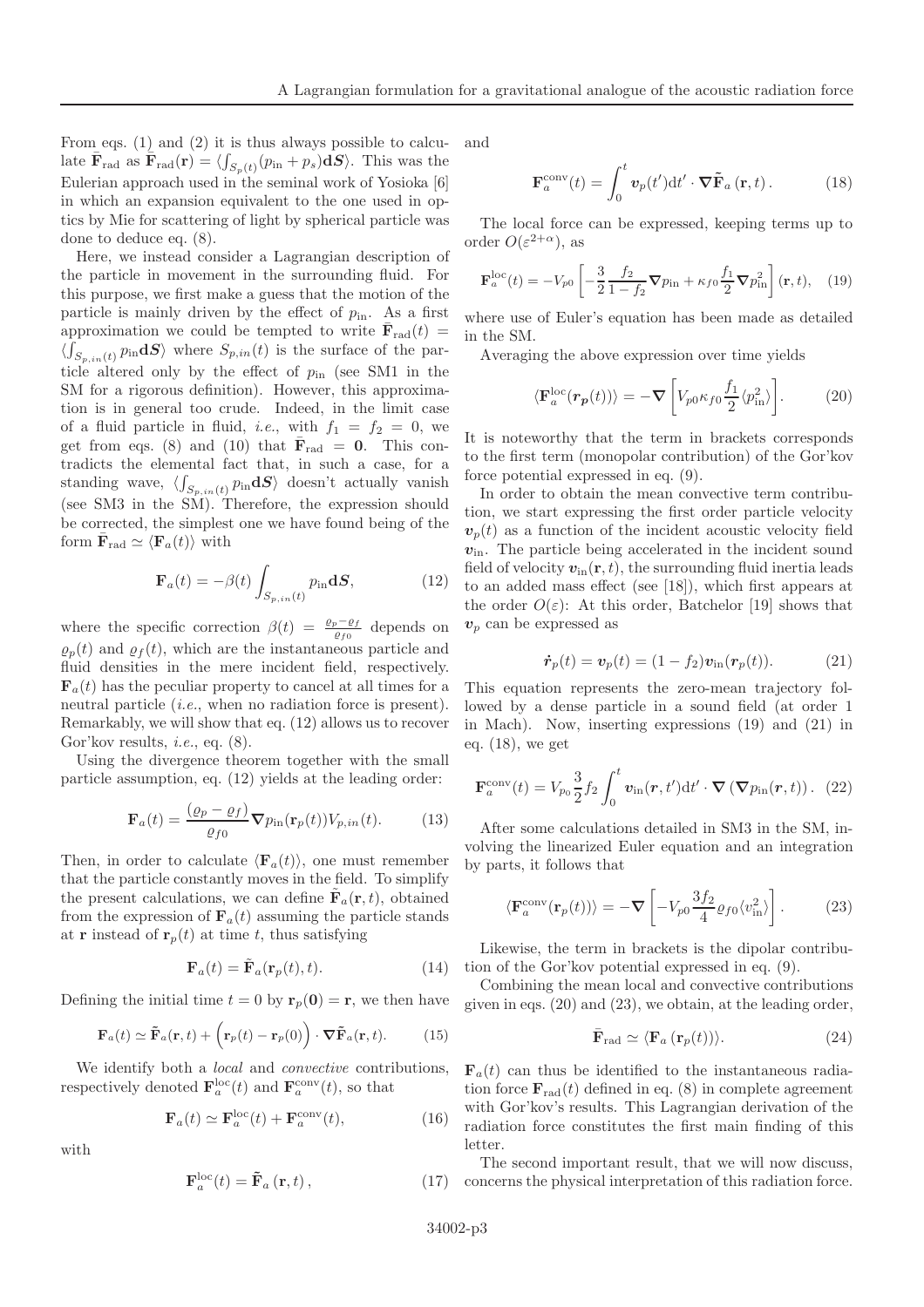From eqs. (1) and (2) it is thus always possible to calculate $\bar{\mathbf{F}}_{\rm rad}$ as $\bar{\mathbf{F}}_{\rm rad}(\mathbf{r}) = \langle \int_{S_p(t)} (p_{\rm in} + p_s) \mathbf{d}\boldsymbol{S} \rangle$. This was the Eulerian approach used in the seminal work of Yosioka [6] in which an expansion equivalent to the one used in optics by Mie for scattering of light by spherical particle was done to deduce eq. (8).

Here, we instead consider a Lagrangian description of the particle in movement in the surrounding fluid. For this purpose, we first make a guess that the motion of the particle is mainly driven by the effect of $p_{\rm in}$. As a first approximation we could be tempted to write $\bar{\mathbf{F}}_{\rm rad}(t) = \langle \int_{S_{p,in}(t)} p_{\rm in} \mathbf{d}\boldsymbol{S} \rangle$ where $S_{p,in}(t)$ is the surface of the particle altered only by the effect of $p_{\rm in}$ (see SM1 in the SM for a rigorous definition). However, this approximation is in general too crude. Indeed, in the limit case of a fluid particle in fluid, *i.e.*, with $f_1 = f_2 = 0$, we get from eqs. (8) and (10) that $\bar{\mathbf{F}}_{\rm rad} = \mathbf{0}$. This contradicts the elemental fact that, in such a case, for a standing wave, $\langle \int_{S_{p,in}(t)} p_{\rm in} \mathbf{d}\boldsymbol{S} \rangle$ doesn't actually vanish (see SM3 in the SM). Therefore, the expression should be corrected, the simplest one we have found being of the form $\bar{\mathbf{F}}_{\rm rad} \simeq \langle \mathbf{F}_a(t) \rangle$ with

$$\mathbf{F}_a(t) = -\beta(t) \int_{S_{p,in}(t)} p_{\rm in} \mathbf{d}\boldsymbol{S}, \tag{12}$$

where the specific correction $\beta(t) = \frac{\varrho_p - \varrho_f}{\varrho_{f0}}$ depends on $\varrho_p(t)$ and $\varrho_f(t)$, which are the instantaneous particle and fluid densities in the mere incident field, respectively. $\mathbf{F}_a(t)$ has the peculiar property to cancel at all times for a neutral particle (*i.e.*, when no radiation force is present). Remarkably, we will show that eq. (12) allows us to recover Gor'kov results, *i.e.*, eq. (8).

Using the divergence theorem together with the small particle assumption, eq. (12) yields at the leading order:

$$\mathbf{F}_a(t) = \frac{(\varrho_p - \varrho_f)}{\varrho_{f0}} \boldsymbol{\nabla} p_{\rm in}(\mathbf{r}_p(t)) V_{p,in}(t). \tag{13}$$

Then, in order to calculate $\langle \mathbf{F}_a(t) \rangle$, one must remember that the particle constantly moves in the field. To simplify the present calculations, we can define $\tilde{\mathbf{F}}_a(\mathbf{r}, t)$, obtained from the expression of $\mathbf{F}_a(t)$ assuming the particle stands at $\mathbf{r}$ instead of $\mathbf{r}_p(t)$ at time $t$, thus satisfying

$$\mathbf{F}_a(t) = \tilde{\mathbf{F}}_a(\mathbf{r}_p(t), t). \tag{14}$$

Defining the initial time $t = 0$ by $\mathbf{r}_p(\mathbf{0}) = \mathbf{r}$, we then have

$$\mathbf{F}_a(t) \simeq \tilde{\mathbf{F}}_a(\mathbf{r}, t) + \Big(\mathbf{r}_p(t) - \mathbf{r}_p(0)\Big) \cdot \boldsymbol{\nabla} \tilde{\mathbf{F}}_a(\mathbf{r}, t). \tag{15}$$

We identify both a *local* and *convective* contributions, respectively denoted $\mathbf{F}_a^{\rm loc}(t)$ and $\mathbf{F}_a^{\rm conv}(t)$, so that

$$\mathbf{F}_a(t) \simeq \mathbf{F}_a^{\rm loc}(t) + \mathbf{F}_a^{\rm conv}(t), \tag{16}$$

with

$$\mathbf{F}_a^{\rm loc}(t) = \tilde{\mathbf{F}}_a(\mathbf{r}, t), \tag{17}$$

and

$$\mathbf{F}_a^{\rm conv}(t) = \int_0^t \boldsymbol{v}_p(t') \mathrm{d}t' \cdot \boldsymbol{\nabla} \tilde{\mathbf{F}}_a(\mathbf{r}, t). \tag{18}$$

The local force can be expressed, keeping terms up to order $O(\varepsilon^{2+\alpha})$, as

$$\mathbf{F}_a^{\rm loc}(t) = -V_{p0} \left[ -\frac{3}{2} \frac{f_2}{1 - f_2} \boldsymbol{\nabla} p_{\rm in} + \kappa_{f0} \frac{f_1}{2} \boldsymbol{\nabla} p_{\rm in}^2 \right] (\mathbf{r}, t), \tag{19}$$

where use of Euler's equation has been made as detailed in the SM.

Averaging the above expression over time yields

$$\langle \mathbf{F}_a^{\rm loc}(\boldsymbol{r_p}(t)) \rangle = -\boldsymbol{\nabla} \left[ V_{p0} \kappa_{f0} \frac{f_1}{2} \langle p_{\rm in}^2 \rangle \right]. \tag{20}$$

It is noteworthy that the term in brackets corresponds to the first term (monopolar contribution) of the Gor'kov force potential expressed in eq. (9).

In order to obtain the mean convective term contribution, we start expressing the first order particle velocity $\boldsymbol{v}_p(t)$ as a function of the incident acoustic velocity field $\boldsymbol{v}_{\rm in}$. The particle being accelerated in the incident sound field of velocity $\boldsymbol{v}_{\rm in}(\mathbf{r}, t)$, the surrounding fluid inertia leads to an added mass effect (see [18]), which first appears at the order $O(\varepsilon)$: At this order, Batchelor [19] shows that $\boldsymbol{v}_p$ can be expressed as

$$\dot{\boldsymbol{r}}_p(t) = \boldsymbol{v}_p(t) = (1 - f_2) \boldsymbol{v}_{\rm in}(\boldsymbol{r}_p(t)). \tag{21}$$

This equation represents the zero-mean trajectory followed by a dense particle in a sound field (at order 1 in Mach). Now, inserting expressions (19) and (21) in eq. (18), we get

$$\mathbf{F}_a^{\rm conv}(t) = V_{p_0} \frac{3}{2} f_2 \int_0^t \boldsymbol{v}_{\rm in}(\boldsymbol{r}, t') \mathrm{d}t' \cdot \boldsymbol{\nabla} \left( \boldsymbol{\nabla} p_{\rm in}(\boldsymbol{r}, t) \right). \tag{22}$$

After some calculations detailed in SM3 in the SM, involving the linearized Euler equation and an integration by parts, it follows that

$$\langle \mathbf{F}_a^{\rm conv}(\mathbf{r}_p(t)) \rangle = -\boldsymbol{\nabla} \left[ -V_{p0} \frac{3 f_2}{4} \varrho_{f0} \langle v_{\rm in}^2 \rangle \right]. \tag{23}$$

Likewise, the term in brackets is the dipolar contribution of the Gor'kov potential expressed in eq. (9).

Combining the mean local and convective contributions given in eqs. (20) and (23), we obtain, at the leading order,

$$\bar{\mathbf{F}}_{\rm rad} \simeq \langle \mathbf{F}_a \left( \mathbf{r}_p(t) \right) \rangle. \tag{24}$$

$\mathbf{F}_a(t)$ can thus be identified to the instantaneous radiation force $\mathbf{F}_{\rm rad}(t)$ defined in eq. (8) in complete agreement with Gor'kov's results. This Lagrangian derivation of the radiation force constitutes the first main finding of this letter.

The second important result, that we will now discuss, concerns the physical interpretation of this radiation force.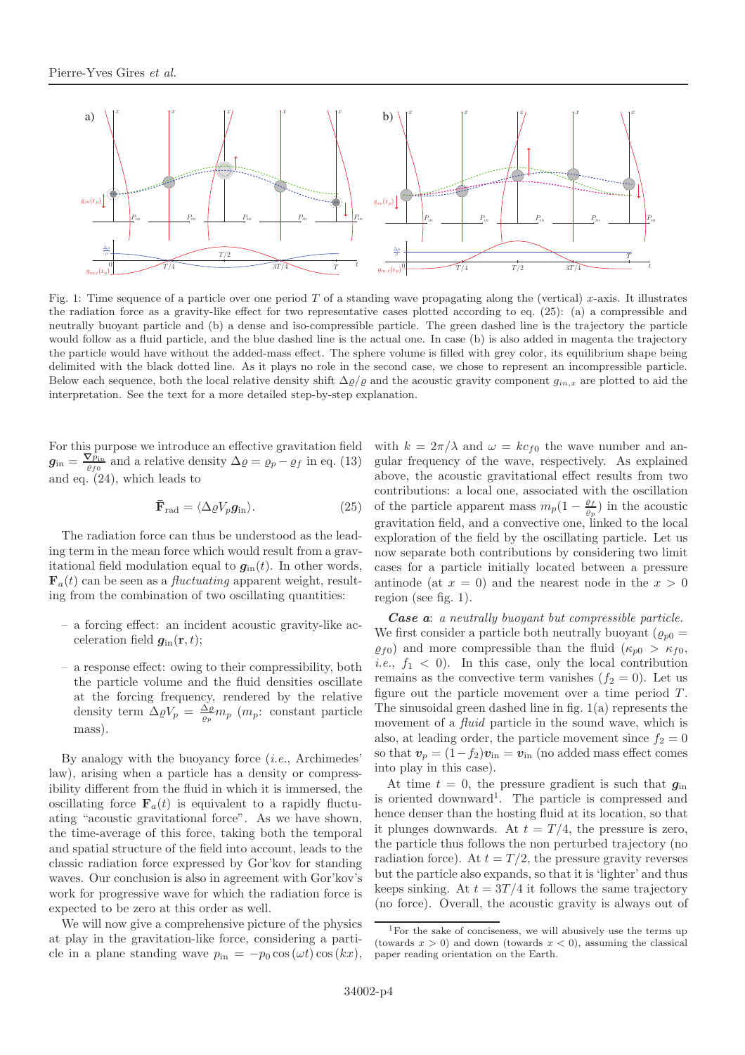Fig. 1: Time sequence of a particle over one period $T$ of a standing wave propagating along the (vertical) $x$-axis. It illustrates the radiation force as a gravity-like effect for two representative cases plotted according to eq. (25): (a) a compressible and neutrally buoyant particle and (b) a dense and iso-compressible particle. The green dashed line is the trajectory the particle would follow as a fluid particle, and the blue dashed line is the actual one. In case (b) is also added in magenta the trajectory the particle would have without the added-mass effect. The sphere volume is filled with grey color, its equilibrium shape being delimited with the black dotted line. As it plays no role in the second case, we chose to represent an incompressible particle. Below each sequence, both the local relative density shift $\Delta\varrho/\varrho$ and the acoustic gravity component $g_{in,x}$ are plotted to aid the interpretation. See the text for a more detailed step-by-step explanation.

For this purpose we introduce an effective gravitation field $\boldsymbol{g}_{\text{in}} = \frac{\boldsymbol{\nabla} p_{\text{in}}}{\varrho_{f0}}$ and a relative density $\Delta\varrho = \varrho_p - \varrho_f$ in eq. (13) and eq. (24), which leads to

$$\bar{\mathbf{F}}_{\text{rad}} = \langle \Delta\varrho V_p \boldsymbol{g}_{\text{in}} \rangle. \tag{25}$$

The radiation force can thus be understood as the leading term in the mean force which would result from a gravitational field modulation equal to $\boldsymbol{g}_{\text{in}}(t)$. In other words, $\mathbf{F}_a(t)$ can be seen as a *fluctuating* apparent weight, resulting from the combination of two oscillating quantities:

- a forcing effect: an incident acoustic gravity-like acceleration field $\boldsymbol{g}_{\text{in}}(\mathbf{r}, t)$;
- a response effect: owing to their compressibility, both the particle volume and the fluid densities oscillate at the forcing frequency, rendered by the relative density term $\Delta\varrho V_p = \frac{\Delta\varrho}{\varrho_p} m_p$ ($m_p$: constant particle mass).

By analogy with the buoyancy force (*i.e.*, Archimedes' law), arising when a particle has a density or compressibility different from the fluid in which it is immersed, the oscillating force $\mathbf{F}_a(t)$ is equivalent to a rapidly fluctuating "acoustic gravitational force". As we have shown, the time-average of this force, taking both the temporal and spatial structure of the field into account, leads to the classic radiation force expressed by Gor'kov for standing waves. Our conclusion is also in agreement with Gor'kov's work for progressive wave for which the radiation force is expected to be zero at this order as well.

We will now give a comprehensive picture of the physics at play in the gravitation-like force, considering a particle in a plane standing wave $p_{\text{in}} = -p_0 \cos(\omega t) \cos(kx)$, with $k = 2\pi/\lambda$ and $\omega = k c_{f0}$ the wave number and angular frequency of the wave, respectively. As explained above, the acoustic gravitational effect results from two contributions: a local one, associated with the oscillation of the particle apparent mass $m_p(1 - \frac{\varrho_f}{\varrho_p})$ in the acoustic gravitation field, and a convective one, linked to the local exploration of the field by the oscillating particle. Let us now separate both contributions by considering two limit cases for a particle initially located between a pressure antinode (at $x = 0$) and the nearest node in the $x > 0$ region (see fig. 1).

***Case a***: *a neutrally buoyant but compressible particle.* We first consider a particle both neutrally buoyant ($\varrho_{p0} = \varrho_{f0}$) and more compressible than the fluid ($\kappa_{p0} > \kappa_{f0}$, *i.e.*, $f_1 < 0$). In this case, only the local contribution remains as the convective term vanishes ($f_2 = 0$). Let us figure out the particle movement over a time period $T$. The sinusoidal green dashed line in fig. 1(a) represents the movement of a *fluid* particle in the sound wave, which is also, at leading order, the particle movement since $f_2 = 0$ so that $\boldsymbol{v}_p = (1 - f_2)\boldsymbol{v}_{\text{in}} = \boldsymbol{v}_{\text{in}}$ (no added mass effect comes into play in this case).

At time $t = 0$, the pressure gradient is such that $\boldsymbol{g}_{\text{in}}$ is oriented downward[1]. The particle is compressed and hence denser than the hosting fluid at its location, so that it plunges downwards. At $t = T/4$, the pressure is zero, the particle thus follows the non perturbed trajectory (no radiation force). At $t = T/2$, the pressure gravity reverses but the particle also expands, so that it is 'lighter' and thus keeps sinking. At $t = 3T/4$ it follows the same trajectory (no force). Overall, the acoustic gravity is always out of

[1]For the sake of conciseness, we will abusively use the terms up (towards $x > 0$) and down (towards $x < 0$), assuming the classical paper reading orientation on the Earth.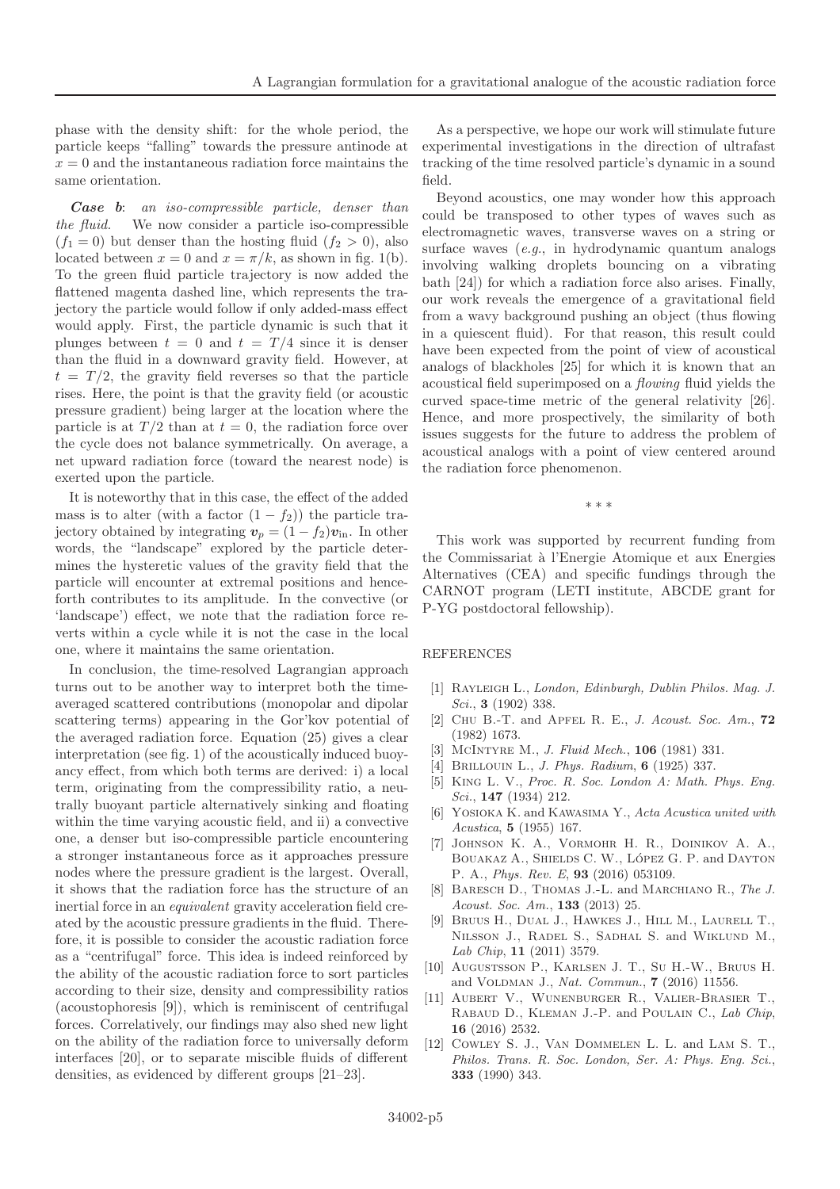phase with the density shift: for the whole period, the particle keeps "falling" towards the pressure antinode at $x = 0$ and the instantaneous radiation force maintains the same orientation.

***Case b***: *an iso-compressible particle, denser than the fluid.* We now consider a particle iso-compressible ($f_1 = 0$) but denser than the hosting fluid ($f_2 > 0$), also located between $x = 0$ and $x = \pi/k$, as shown in fig. 1(b). To the green fluid particle trajectory is now added the flattened magenta dashed line, which represents the trajectory the particle would follow if only added-mass effect would apply. First, the particle dynamic is such that it plunges between $t = 0$ and $t = T/4$ since it is denser than the fluid in a downward gravity field. However, at $t = T/2$, the gravity field reverses so that the particle rises. Here, the point is that the gravity field (or acoustic pressure gradient) being larger at the location where the particle is at $T/2$ than at $t = 0$, the radiation force over the cycle does not balance symmetrically. On average, a net upward radiation force (toward the nearest node) is exerted upon the particle.

It is noteworthy that in this case, the effect of the added mass is to alter (with a factor $(1 - f_2)$) the particle trajectory obtained by integrating $\boldsymbol{v}_p = (1 - f_2)\boldsymbol{v}_{\text{in}}$. In other words, the "landscape" explored by the particle determines the hysteretic values of the gravity field that the particle will encounter at extremal positions and henceforth contributes to its amplitude. In the convective (or 'landscape') effect, we note that the radiation force reverts within a cycle while it is not the case in the local one, where it maintains the same orientation.

In conclusion, the time-resolved Lagrangian approach turns out to be another way to interpret both the time-averaged scattered contributions (monopolar and dipolar scattering terms) appearing in the Gor'kov potential of the averaged radiation force. Equation (25) gives a clear interpretation (see fig. 1) of the acoustically induced buoyancy effect, from which both terms are derived: i) a local term, originating from the compressibility ratio, a neutrally buoyant particle alternatively sinking and floating within the time varying acoustic field, and ii) a convective one, a denser but iso-compressible particle encountering a stronger instantaneous force as it approaches pressure nodes where the pressure gradient is the largest. Overall, it shows that the radiation force has the structure of an inertial force in an *equivalent* gravity acceleration field created by the acoustic pressure gradients in the fluid. Therefore, it is possible to consider the acoustic radiation force as a "centrifugal" force. This idea is indeed reinforced by the ability of the acoustic radiation force to sort particles according to their size, density and compressibility ratios (acoustophoresis [9]), which is reminiscent of centrifugal forces. Correlatively, our findings may also shed new light on the ability of the radiation force to universally deform interfaces [20], or to separate miscible fluids of different densities, as evidenced by different groups [21–23].

As a perspective, we hope our work will stimulate future experimental investigations in the direction of ultrafast tracking of the time resolved particle's dynamic in a sound field.

Beyond acoustics, one may wonder how this approach could be transposed to other types of waves such as electromagnetic waves, transverse waves on a string or surface waves (*e.g.*, in hydrodynamic quantum analogs involving walking droplets bouncing on a vibrating bath [24]) for which a radiation force also arises. Finally, our work reveals the emergence of a gravitational field from a wavy background pushing an object (thus flowing in a quiescent fluid). For that reason, this result could have been expected from the point of view of acoustical analogs of blackholes [25] for which it is known that an acoustical field superimposed on a *flowing* fluid yields the curved space-time metric of the general relativity [26]. Hence, and more prospectively, the similarity of both issues suggests for the future to address the problem of acoustical analogs with a point of view centered around the radiation force phenomenon.

\* \* \*

This work was supported by recurrent funding from the Commissariat à l'Energie Atomique et aux Energies Alternatives (CEA) and specific fundings through the CARNOT program (LETI institute, ABCDE grant for P-YG postdoctoral fellowship).

REFERENCES

[1] Rayleigh L., *London, Edinburgh, Dublin Philos. Mag. J. Sci.*, **3** (1902) 338.

[2] Chu B.-T. and Apfel R. E., *J. Acoust. Soc. Am.*, **72** (1982) 1673.

[3] McIntyre M., *J. Fluid Mech.*, **106** (1981) 331.

[4] Brillouin L., *J. Phys. Radium*, **6** (1925) 337.

[5] King L. V., *Proc. R. Soc. London A: Math. Phys. Eng. Sci.*, **147** (1934) 212.

[6] Yosioka K. and Kawasima Y., *Acta Acustica united with Acustica*, **5** (1955) 167.

[7] Johnson K. A., Vormohr H. R., Doinikov A. A., Bouakaz A., Shields C. W., López G. P. and Dayton P. A., *Phys. Rev. E*, **93** (2016) 053109.

[8] Baresch D., Thomas J.-L. and Marchiano R., *The J. Acoust. Soc. Am.*, **133** (2013) 25.

[9] Bruus H., Dual J., Hawkes J., Hill M., Laurell T., Nilsson J., Radel S., Sadhal S. and Wiklund M., *Lab Chip*, **11** (2011) 3579.

[10] Augustsson P., Karlsen J. T., Su H.-W., Bruus H. and Voldman J., *Nat. Commun.*, **7** (2016) 11556.

[11] Aubert V., Wunenburger R., Valier-Brasier T., Rabaud D., Kleman J.-P. and Poulain C., *Lab Chip*, **16** (2016) 2532.

[12] Cowley S. J., Van Dommelen L. L. and Lam S. T., *Philos. Trans. R. Soc. London, Ser. A: Phys. Eng. Sci.*, **333** (1990) 343.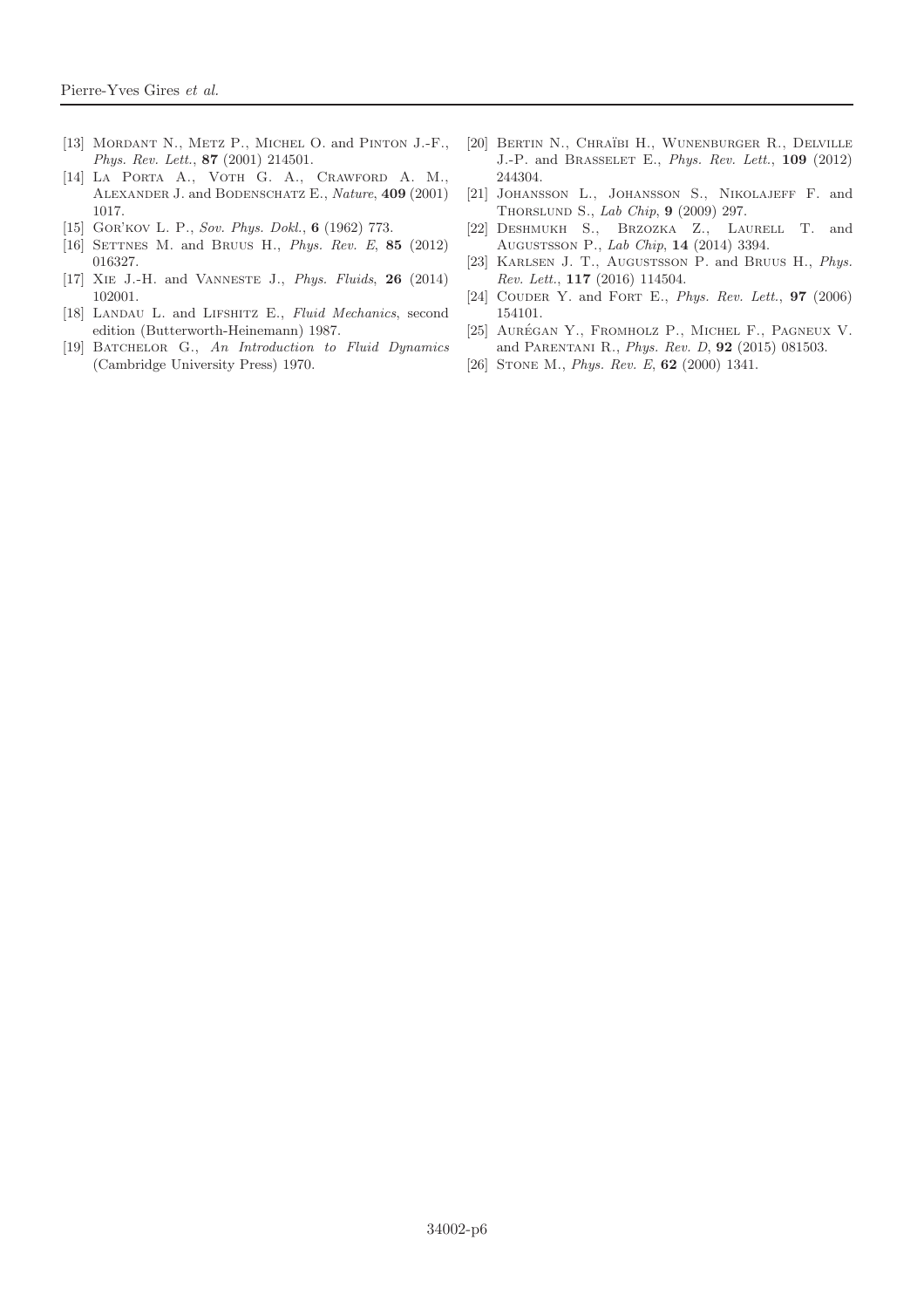[13] Mordant N., Metz P., Michel O. and Pinton J.-F., *Phys. Rev. Lett.*, **87** (2001) 214501.

[14] La Porta A., Voth G. A., Crawford A. M., Alexander J. and Bodenschatz E., *Nature*, **409** (2001) 1017.

[15] Gor'kov L. P., *Sov. Phys. Dokl.*, **6** (1962) 773.

[16] Settnes M. and Bruus H., *Phys. Rev. E*, **85** (2012) 016327.

[17] Xie J.-H. and Vanneste J., *Phys. Fluids*, **26** (2014) 102001.

[18] Landau L. and Lifshitz E., *Fluid Mechanics*, second edition (Butterworth-Heinemann) 1987.

[19] Batchelor G., *An Introduction to Fluid Dynamics* (Cambridge University Press) 1970.

[20] Bertin N., Chraïbi H., Wunenburger R., Delville J.-P. and Brasselet E., *Phys. Rev. Lett.*, **109** (2012) 244304.

[21] Johansson L., Johansson S., Nikolajeff F. and Thorslund S., *Lab Chip*, **9** (2009) 297.

[22] Deshmukh S., Brzozka Z., Laurell T. and Augustsson P., *Lab Chip*, **14** (2014) 3394.

[23] Karlsen J. T., Augustsson P. and Bruus H., *Phys. Rev. Lett.*, **117** (2016) 114504.

[24] Couder Y. and Fort E., *Phys. Rev. Lett.*, **97** (2006) 154101.

[25] Aurégan Y., Fromholz P., Michel F., Pagneux V. and Parentani R., *Phys. Rev. D*, **92** (2015) 081503.

[26] Stone M., *Phys. Rev. E*, **62** (2000) 1341.